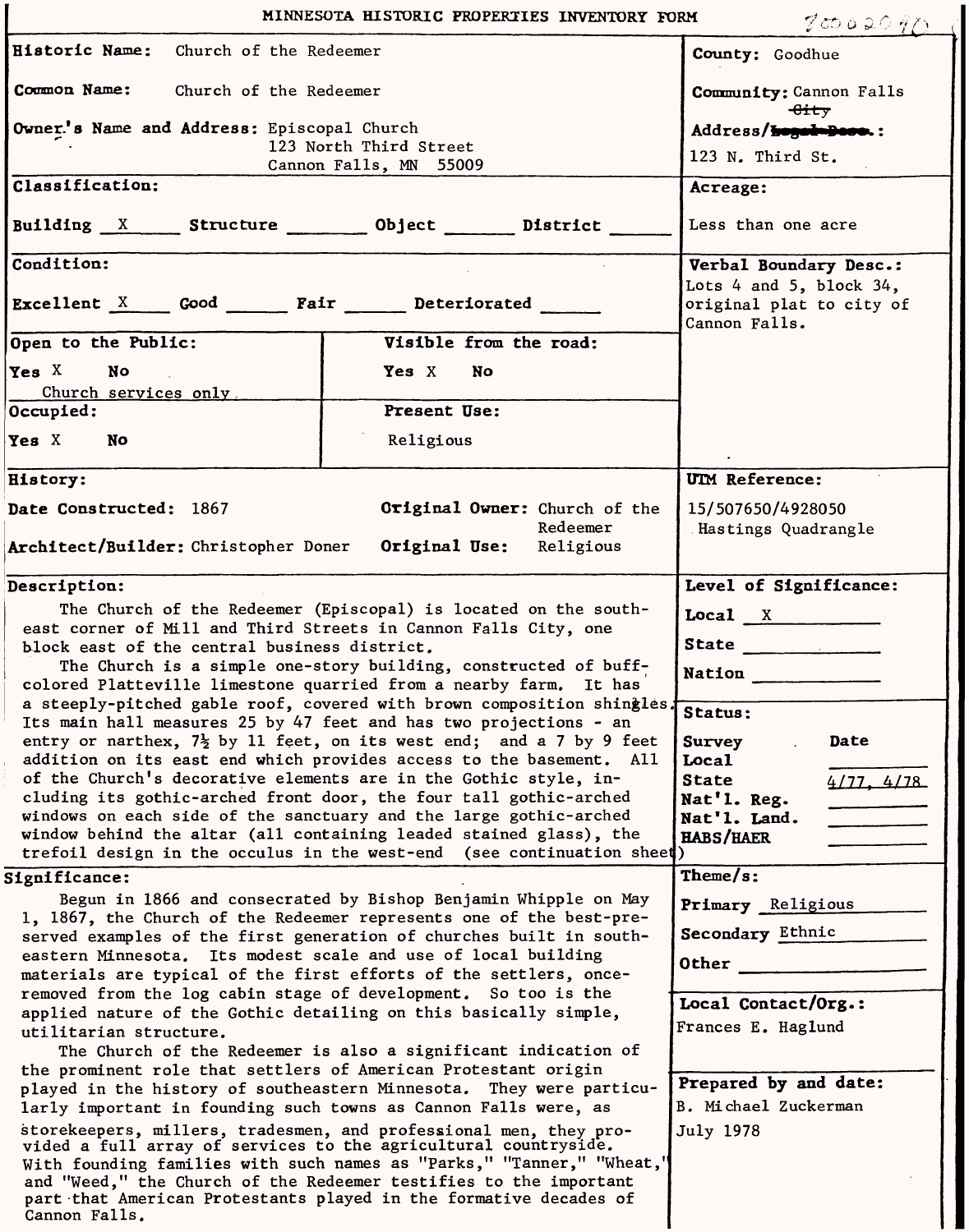# MINNESOTA HISTORIC PROPERTIES INVENTORY FORM

70002040

**Historic Name:** Church of the Redeemer

**Common Name:** Church of the Redeemer

**Owner's Name and Address:** Episcopal Church
123 North Third Street
Cannon Falls, MN 55009

**County:** Goodhue

**Community:** Cannon Falls ~~City~~

**Address/~~Legal Desc.~~:** 123 N. Third St.

**Classification:**

**Building** X **Structure** ____ **Object** ____ **District** ____

**Acreage:** Less than one acre

**Condition:**

**Excellent** X **Good** ____ **Fair** ____ **Deteriorated** ____

**Verbal Boundary Desc.:** Lots 4 and 5, block 34, original plat to city of Cannon Falls.

**Open to the Public:** Yes X No — Church services only

**Visible from the road:** Yes X No

**Occupied:** Yes X No

**Present Use:** Religious

**History:**

**Date Constructed:** 1867

**Original Owner:** Church of the Redeemer

**Architect/Builder:** Christopher Doner

**Original Use:** Religious

**UTM Reference:** 15/507650/4928050 Hastings Quadrangle

**Description:**

The Church of the Redeemer (Episcopal) is located on the southeast corner of Mill and Third Streets in Cannon Falls City, one block east of the central business district.

The Church is a simple one-story building, constructed of buff-colored Platteville limestone quarried from a nearby farm. It has a steeply-pitched gable roof, covered with brown composition shingles. Its main hall measures 25 by 47 feet and has two projections - an entry or narthex, 7½ by 11 feet, on its west end; and a 7 by 9 feet addition on its east end which provides access to the basement. All of the Church's decorative elements are in the Gothic style, including its gothic-arched front door, the four tall gothic-arched windows on each side of the sanctuary and the large gothic-arched window behind the altar (all containing leaded stained glass), the trefoil design in the occulus in the west-end (see continuation sheet)

**Level of Significance:**

**Local** X
**State** ____
**Nation** ____

**Status:**

| Survey | Date |
|---|---|
| Local | |
| State | 4/77, 4/78 |
| Nat'l. Reg. | |
| Nat'l. Land. | |
| HABS/HAER | |

**Significance:**

Begun in 1866 and consecrated by Bishop Benjamin Whipple on May 1, 1867, the Church of the Redeemer represents one of the best-preserved examples of the first generation of churches built in southeastern Minnesota. Its modest scale and use of local building materials are typical of the first efforts of the settlers, once-removed from the log cabin stage of development. So too is the applied nature of the Gothic detailing on this basically simple, utilitarian structure.

The Church of the Redeemer is also a significant indication of the prominent role that settlers of American Protestant origin played in the history of southeastern Minnesota. They were particularly important in founding such towns as Cannon Falls were, as storekeepers, millers, tradesmen, and professional men, they provided a full array of services to the agricultural countryside. With founding families with such names as "Parks," "Tanner," "Wheat," and "Weed," the Church of the Redeemer testifies to the important part that American Protestants played in the formative decades of Cannon Falls.

**Theme/s:**

**Primary** Religious
**Secondary** Ethnic
**Other** ____

**Local Contact/Org.:** Frances E. Haglund

**Prepared by and date:** B. Michael Zuckerman, July 1978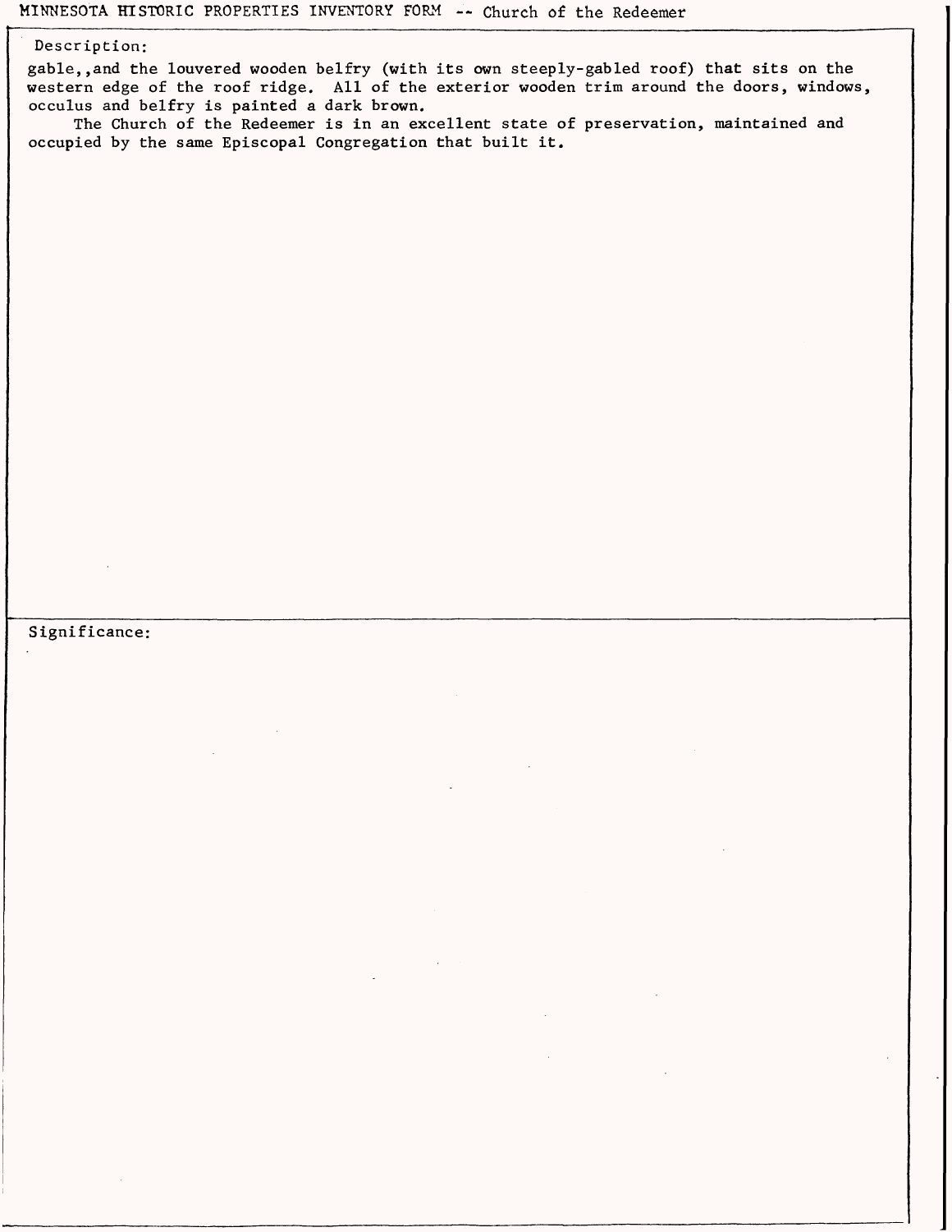Description:

gable,,and the louvered wooden belfry (with its own steeply-gabled roof) that sits on the western edge of the roof ridge. All of the exterior wooden trim around the doors, windows, occulus and belfry is painted a dark brown.

The Church of the Redeemer is in an excellent state of preservation, maintained and occupied by the same Episcopal Congregation that built it.

Significance: